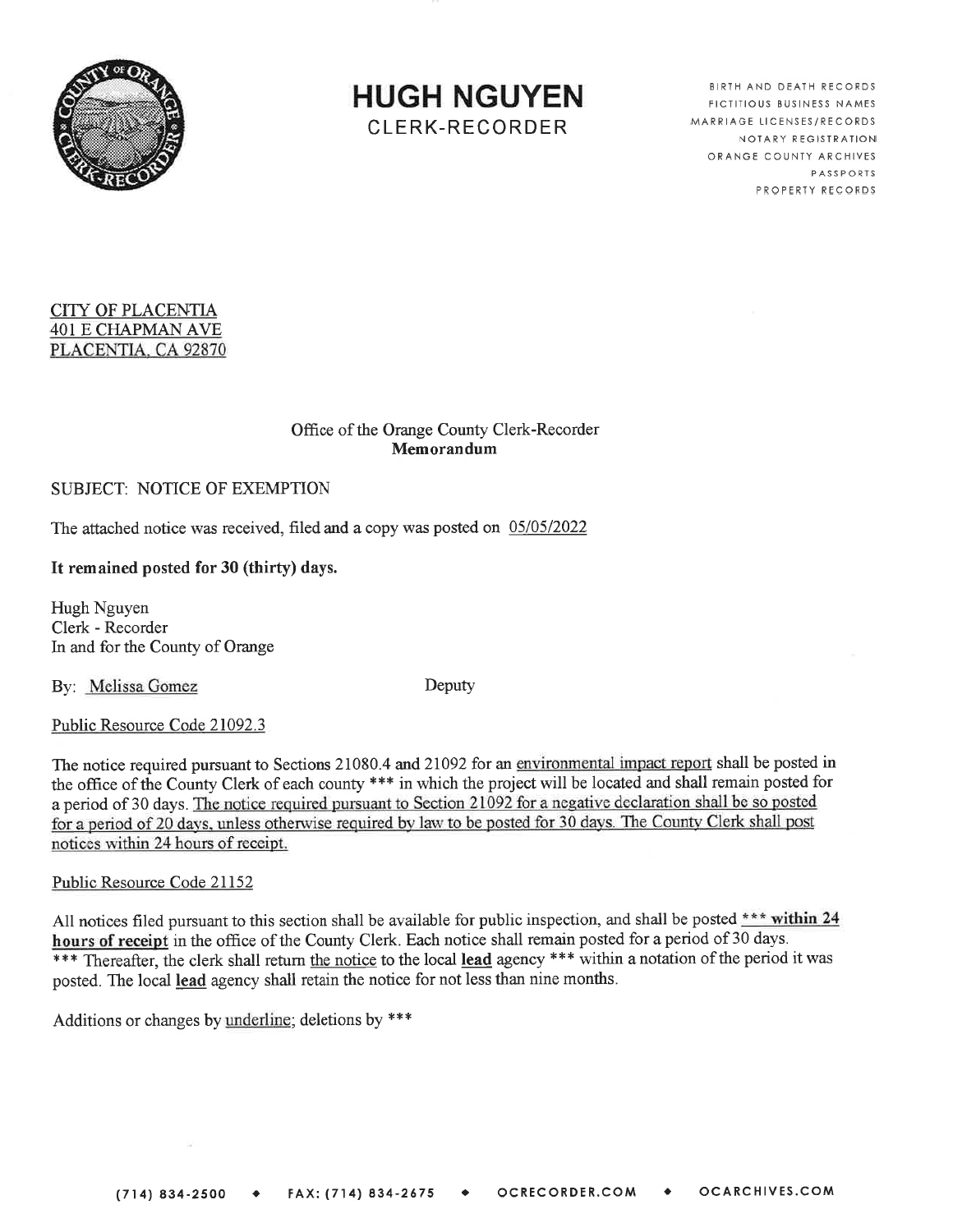# HUGH NGUYEN
CLERK-RECORDER

BIRTH AND DEATH RECORDS
FICTITIOUS BUSINESS NAMES
MARRIAGE LICENSES/RECORDS
NOTARY REGISTRATION
ORANGE COUNTY ARCHIVES
PASSPORTS
PROPERTY RECORDS

CITY OF PLACENTIA
401 E CHAPMAN AVE
PLACENTIA, CA 92870

Office of the Orange County Clerk-Recorder
**Memorandum**

SUBJECT: NOTICE OF EXEMPTION

The attached notice was received, filed and a copy was posted on 05/05/2022

**It remained posted for 30 (thirty) days.**

Hugh Nguyen
Clerk - Recorder
In and for the County of Orange

By: Melissa Gomez Deputy

Public Resource Code 21092.3

The notice required pursuant to Sections 21080.4 and 21092 for an environmental impact report shall be posted in the office of the County Clerk of each county *** in which the project will be located and shall remain posted for a period of 30 days. The notice required pursuant to Section 21092 for a negative declaration shall be so posted for a period of 20 days, unless otherwise required by law to be posted for 30 days. The County Clerk shall post notices within 24 hours of receipt.

Public Resource Code 21152

All notices filed pursuant to this section shall be available for public inspection, and shall be posted *** **within 24 hours of receipt** in the office of the County Clerk. Each notice shall remain posted for a period of 30 days. *** Thereafter, the clerk shall return the notice to the local **lead** agency *** within a notation of the period it was posted. The local **lead** agency shall retain the notice for not less than nine months.

Additions or changes by underline; deletions by ***

(714) 834-2500 ◆ FAX: (714) 834-2675 ◆ OCRECORDER.COM ◆ OCARCHIVES.COM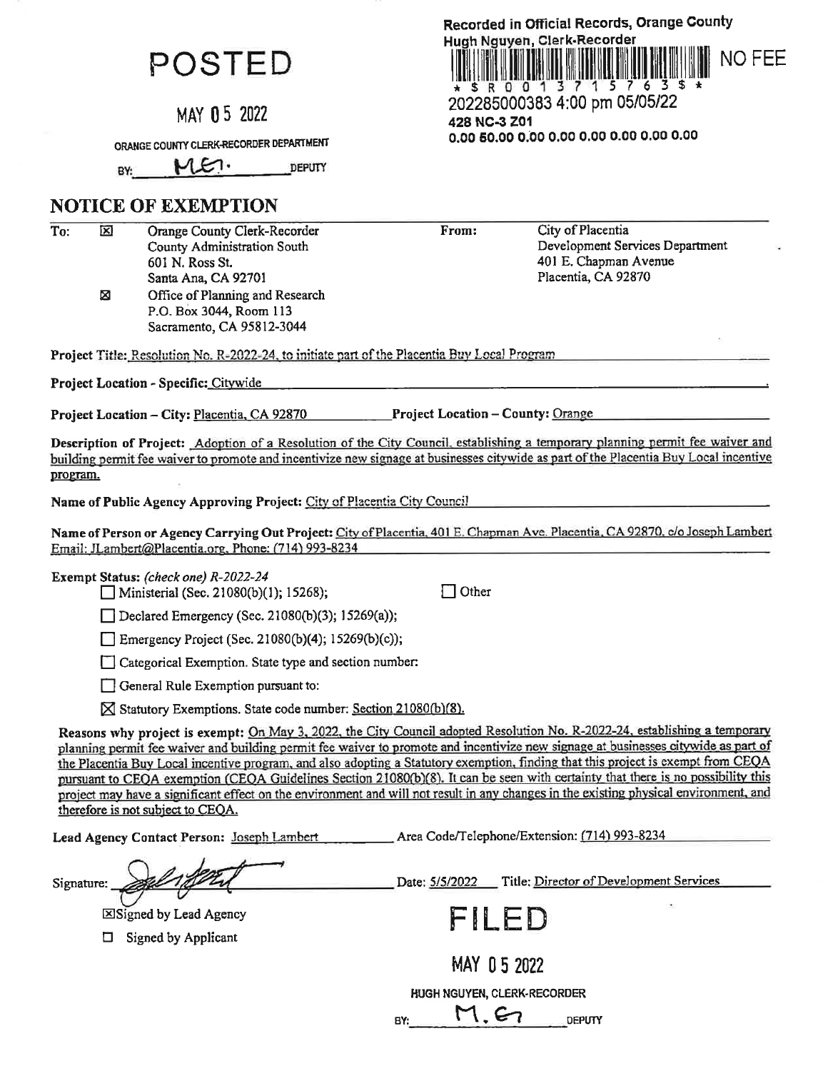POSTED

MAY 05 2022

ORANGE COUNTY CLERK-RECORDER DEPARTMENT

BY: MEI. DEPUTY

Recorded in Official Records, Orange County
Hugh Nguyen, Clerk-Recorder

NO FEE

\* $ R 0 0 1 3 7 1 5 7 6 3 $ \*

202285000383 4:00 pm 05/05/22

428 NC-3 Z01

0.00 50.00 0.00 0.00 0.00 0.00 0.00 0.00

## NOTICE OF EXEMPTION

**To:** ☒ Orange County Clerk-Recorder
County Administration South
601 N. Ross St.
Santa Ana, CA 92701

☒ Office of Planning and Research
P.O. Box 3044, Room 113
Sacramento, CA 95812-3044

**From:** City of Placentia
Development Services Department
401 E. Chapman Avenue
Placentia, CA 92870

**Project Title:** Resolution No. R-2022-24, to initiate part of the Placentia Buy Local Program

**Project Location - Specific:** Citywide

**Project Location – City:** Placentia, CA 92870 **Project Location – County:** Orange

**Description of Project:** Adoption of a Resolution of the City Council, establishing a temporary planning permit fee waiver and building permit fee waiver to promote and incentivize new signage at businesses citywide as part of the Placentia Buy Local incentive program.

**Name of Public Agency Approving Project:** City of Placentia City Council

**Name of Person or Agency Carrying Out Project:** City of Placentia, 401 E. Chapman Ave. Placentia, CA 92870. c/o Joseph Lambert Email: JLambert@Placentia.org. Phone: (714) 993-8234

**Exempt Status:** *(check one) R-2022-24*

- ☐ Ministerial (Sec. 21080(b)(1); 15268);
- ☐ Other
- ☐ Declared Emergency (Sec. 21080(b)(3); 15269(a));
- ☐ Emergency Project (Sec. 21080(b)(4); 15269(b)(c));
- ☐ Categorical Exemption. State type and section number:
- ☐ General Rule Exemption pursuant to:
- ☒ Statutory Exemptions. State code number: Section 21080(b)(8).

**Reasons why project is exempt:** On May 3, 2022, the City Council adopted Resolution No. R-2022-24, establishing a temporary planning permit fee waiver and building permit fee waiver to promote and incentivize new signage at businesses citywide as part of the Placentia Buy Local incentive program, and also adopting a Statutory exemption, finding that this project is exempt from CEQA pursuant to CEQA exemption (CEQA Guidelines Section 21080(b)(8). It can be seen with certainty that there is no possibility this project may have a significant effect on the environment and will not result in any changes in the existing physical environment, and therefore is not subject to CEQA.

**Lead Agency Contact Person:** Joseph Lambert Area Code/Telephone/Extension: (714) 993-8234

Signature: [signature] Date: 5/5/2022 Title: Director of Development Services

☒ Signed by Lead Agency

☐ Signed by Applicant

FILED

MAY 05 2022

HUGH NGUYEN, CLERK-RECORDER

BY: M.G DEPUTY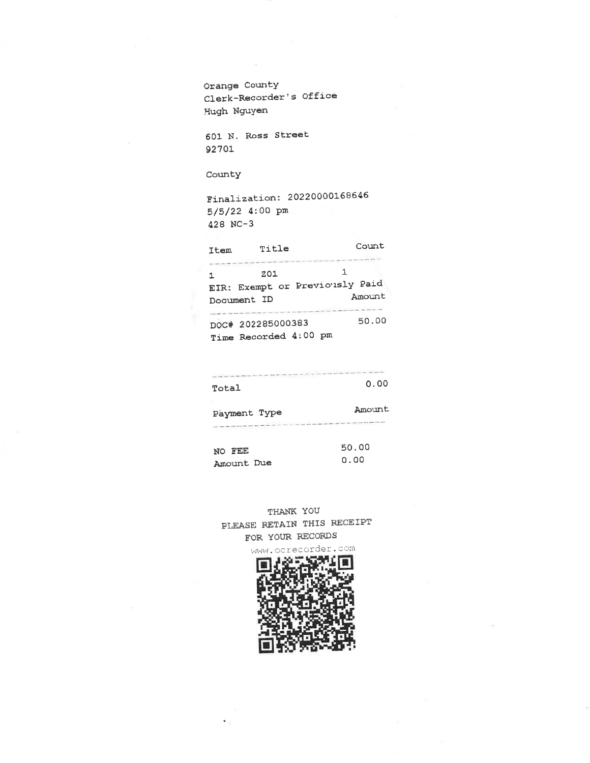Orange County
Clerk-Recorder's Office
Hugh Nguyen

601 N. Ross Street
92701

County

Finalization: 20220000168646
5/5/22 4:00 pm
428 NC-3

| Item | Title | Count |
| --- | --- | --- |
| 1 | Z01 | 1 |

EIR: Exempt or Previously Paid

| Document ID | Amount |
| --- | --- |
| DOC# 202285000383 | 50.00 |

Time Recorded 4:00 pm

| | |
| --- | --- |
| Total | 0.00 |

| Payment Type | Amount |
| --- | --- |
| NO FEE | 50.00 |
| Amount Due | 0.00 |

THANK YOU
PLEASE RETAIN THIS RECEIPT
FOR YOUR RECORDS
www.ocrecorder.com